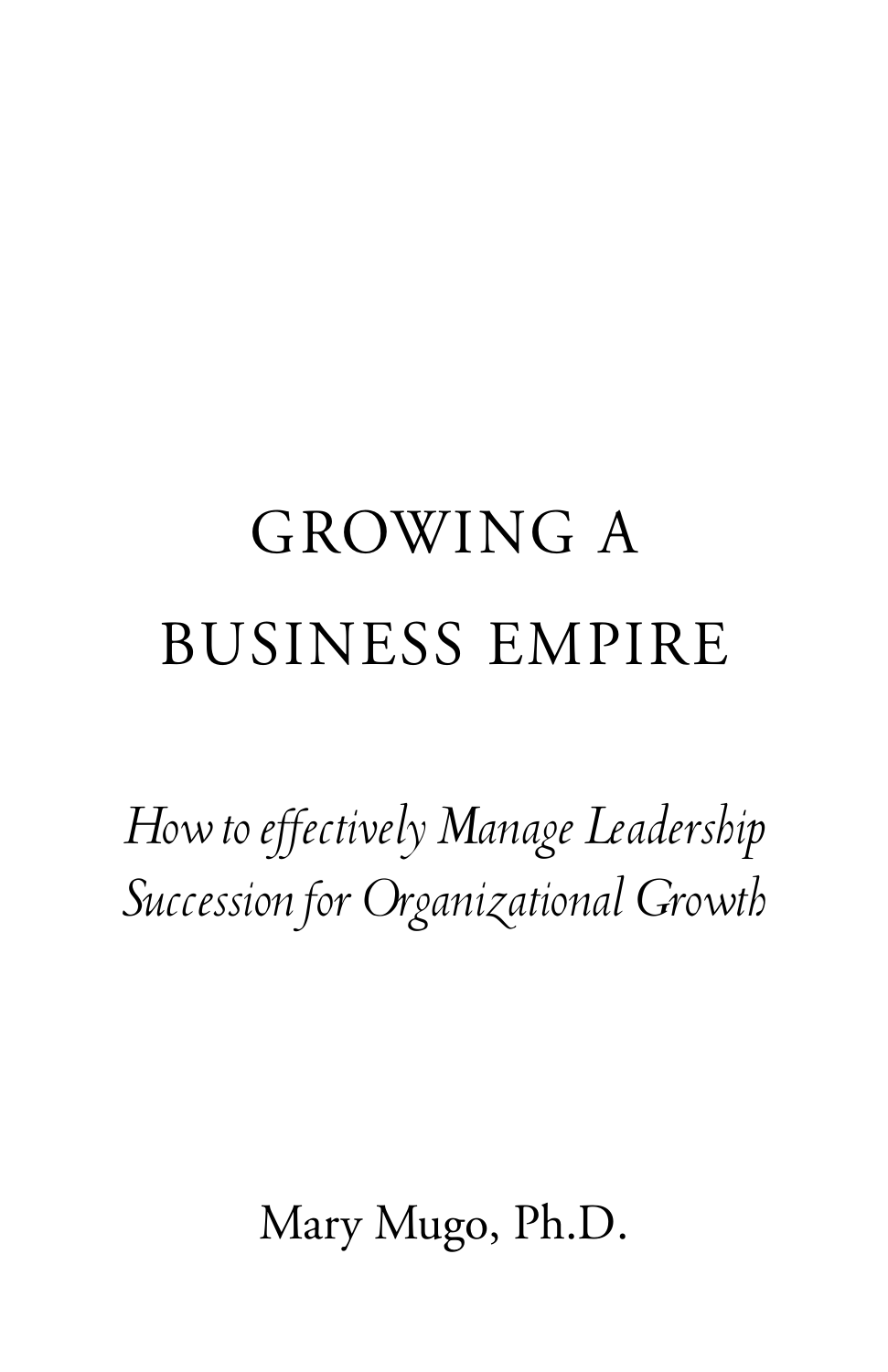# GROWING A BUSINESS EMPIRE

*How to effectively Manage Leadership Succession for Organizational Growth*

Mary Mugo, Ph.D.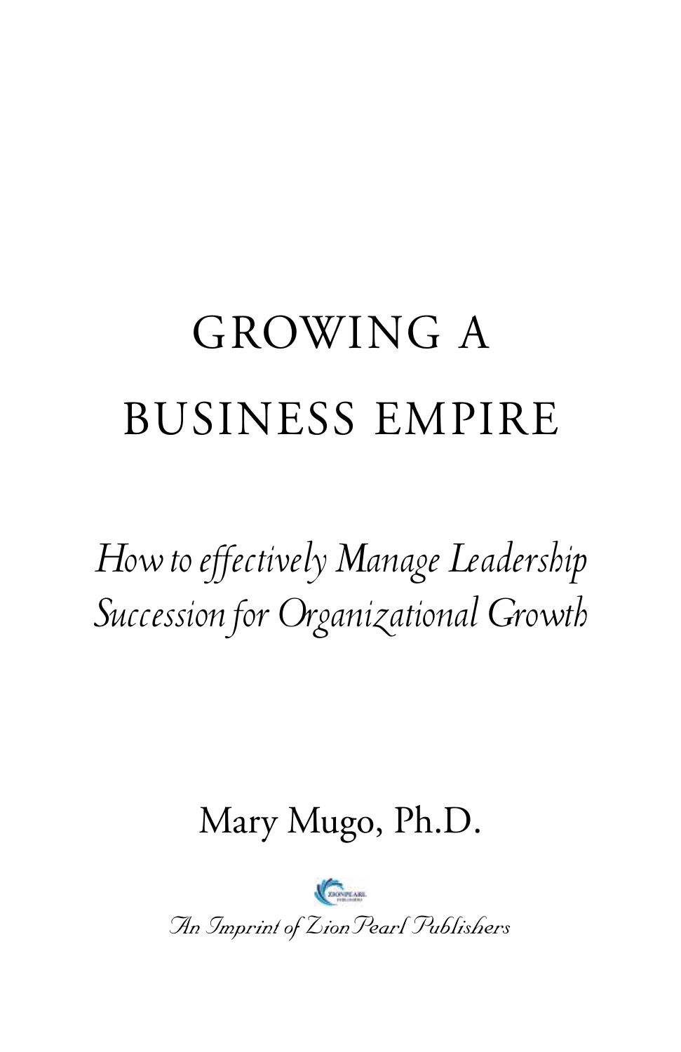# GROWING A BUSINESS EMPIRE

*How to effectively Manage Leadership Succession for Organizational Growth*

Mary Mugo, Ph.D.

*An Imprint of ZionPearl Publishers*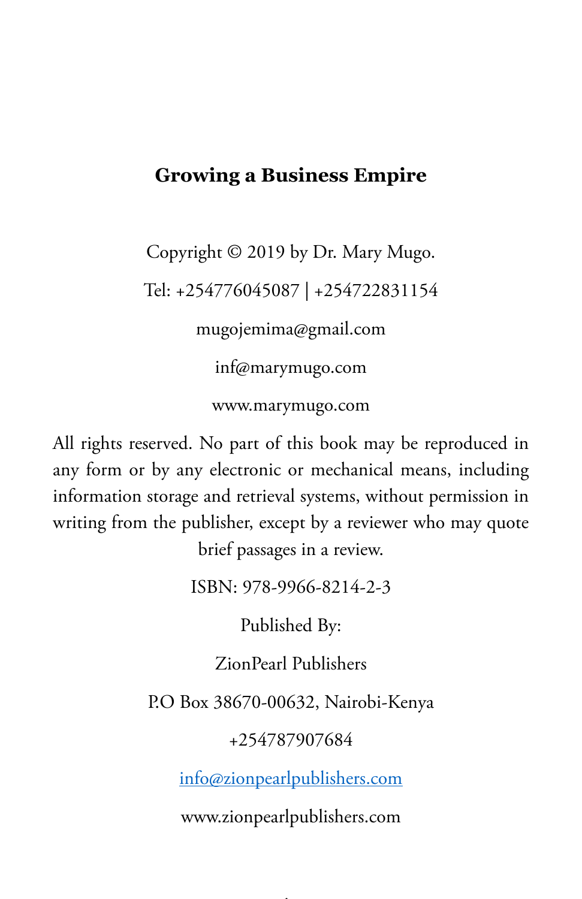**Growing a Business Empire**

Copyright © 2019 by Dr. Mary Mugo.

Tel: +254776045087 | +254722831154

mugojemima@gmail.com

inf@marymugo.com

www.marymugo.com

All rights reserved. No part of this book may be reproduced in any form or by any electronic or mechanical means, including information storage and retrieval systems, without permission in writing from the publisher, except by a reviewer who may quote brief passages in a review.

ISBN: 978-9966-8214-2-3

Published By:

ZionPearl Publishers

P.O Box 38670-00632, Nairobi-Kenya

+254787907684

info@zionpearlpublishers.com

www.zionpearlpublishers.com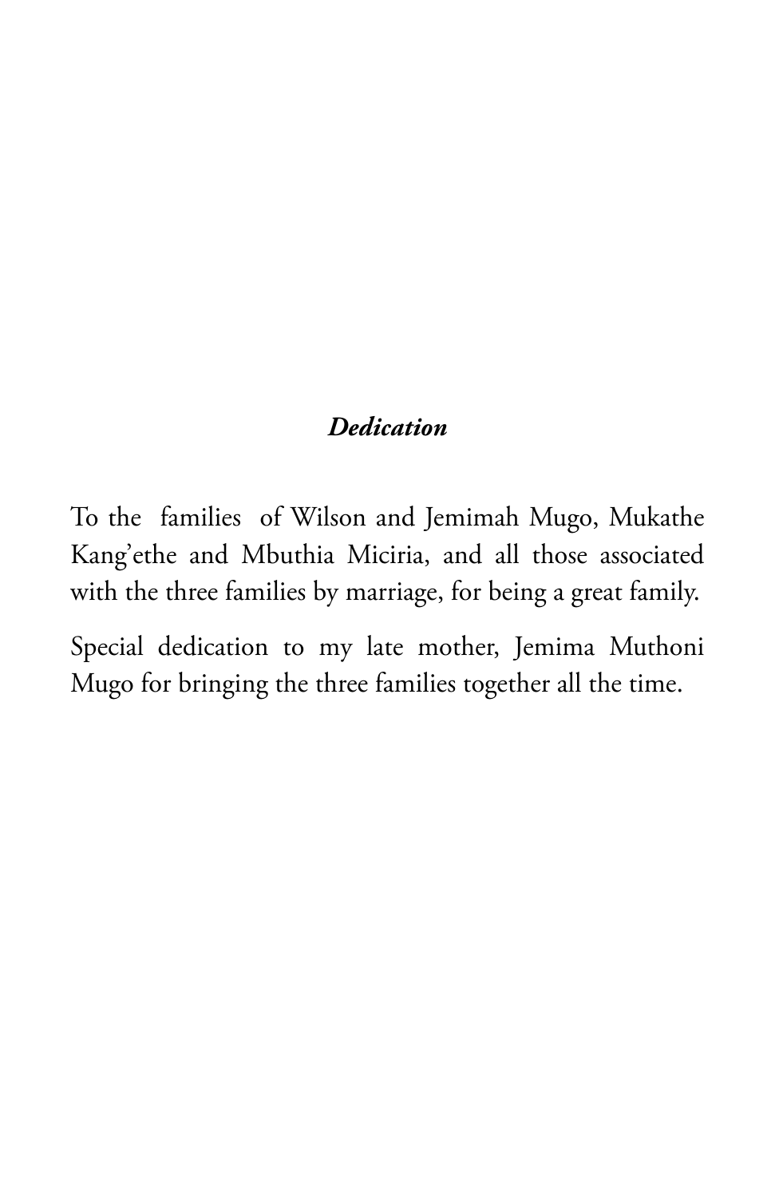## *Dedication*

To the families of Wilson and Jemimah Mugo, Mukathe Kang'ethe and Mbuthia Miciria, and all those associated with the three families by marriage, for being a great family.

Special dedication to my late mother, Jemima Muthoni Mugo for bringing the three families together all the time.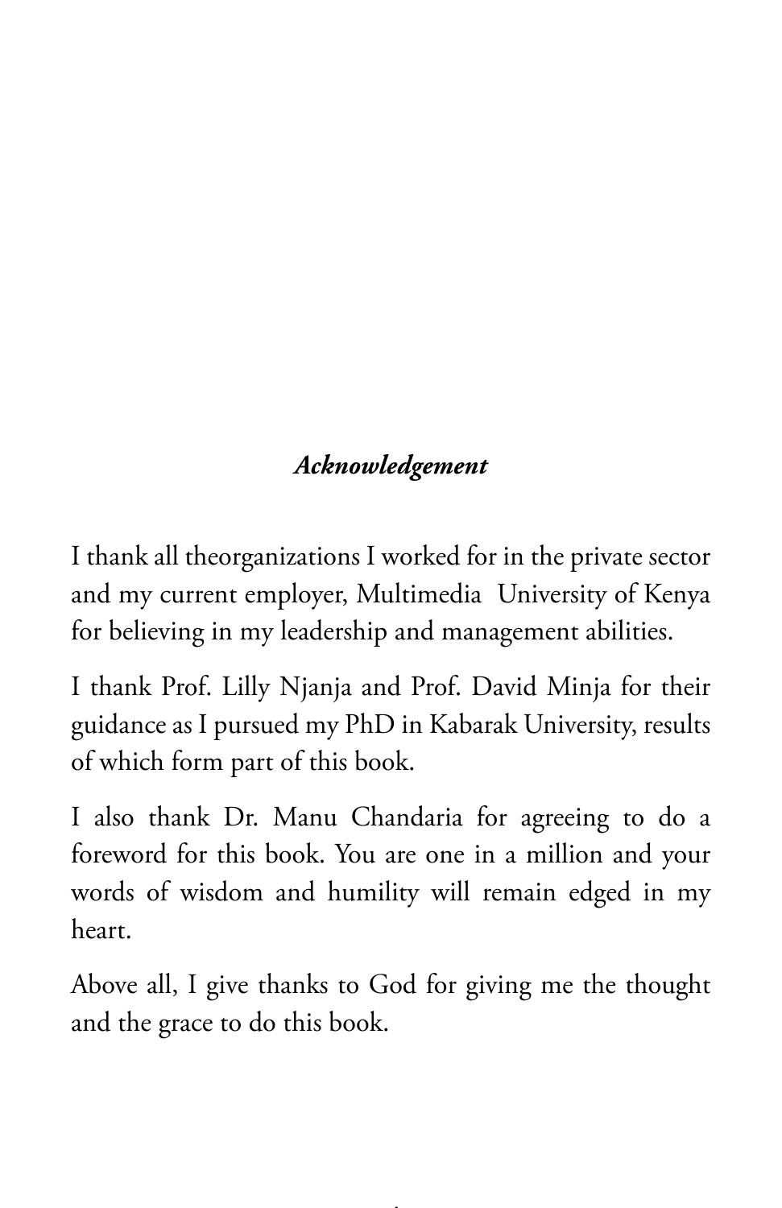### *Acknowledgement*

I thank all theorganizations I worked for in the private sector and my current employer, Multimedia University of Kenya for believing in my leadership and management abilities.

I thank Prof. Lilly Njanja and Prof. David Minja for their guidance as I pursued my PhD in Kabarak University, results of which form part of this book.

I also thank Dr. Manu Chandaria for agreeing to do a foreword for this book. You are one in a million and your words of wisdom and humility will remain edged in my heart.

Above all, I give thanks to God for giving me the thought and the grace to do this book.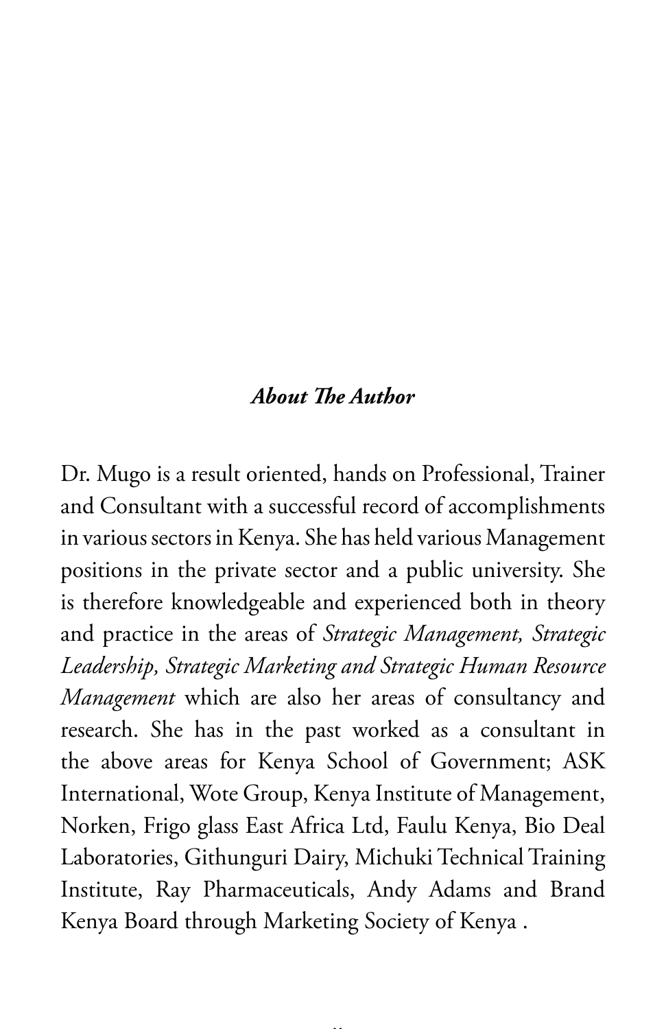## ***About The Author***

Dr. Mugo is a result oriented, hands on Professional, Trainer and Consultant with a successful record of accomplishments in various sectors in Kenya. She has held various Management positions in the private sector and a public university. She is therefore knowledgeable and experienced both in theory and practice in the areas of *Strategic Management, Strategic Leadership, Strategic Marketing and Strategic Human Resource Management* which are also her areas of consultancy and research. She has in the past worked as a consultant in the above areas for Kenya School of Government; ASK International, Wote Group, Kenya Institute of Management, Norken, Frigo glass East Africa Ltd, Faulu Kenya, Bio Deal Laboratories, Githunguri Dairy, Michuki Technical Training Institute, Ray Pharmaceuticals, Andy Adams and Brand Kenya Board through Marketing Society of Kenya .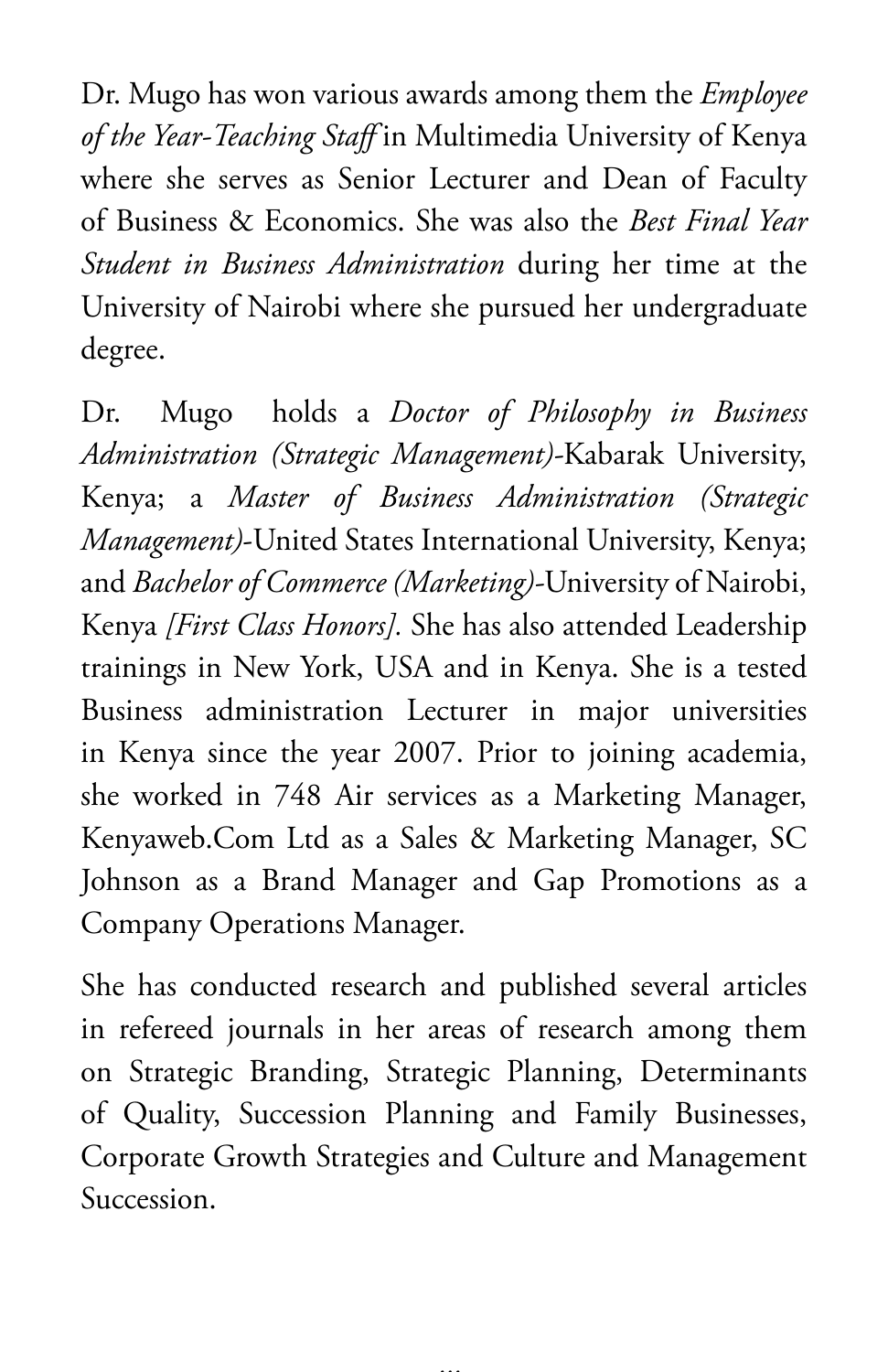Dr. Mugo has won various awards among them the *Employee of the Year-Teaching Staff* in Multimedia University of Kenya where she serves as Senior Lecturer and Dean of Faculty of Business & Economics. She was also the *Best Final Year Student in Business Administration* during her time at the University of Nairobi where she pursued her undergraduate degree.

Dr. Mugo holds a *Doctor of Philosophy in Business Administration (Strategic Management)*-Kabarak University, Kenya; a *Master of Business Administration (Strategic Management)*-United States International University, Kenya; and *Bachelor of Commerce (Marketing)*-University of Nairobi, Kenya *[First Class Honors].* She has also attended Leadership trainings in New York, USA and in Kenya. She is a tested Business administration Lecturer in major universities in Kenya since the year 2007. Prior to joining academia, she worked in 748 Air services as a Marketing Manager, Kenyaweb.Com Ltd as a Sales & Marketing Manager, SC Johnson as a Brand Manager and Gap Promotions as a Company Operations Manager.

She has conducted research and published several articles in refereed journals in her areas of research among them on Strategic Branding, Strategic Planning, Determinants of Quality, Succession Planning and Family Businesses, Corporate Growth Strategies and Culture and Management Succession.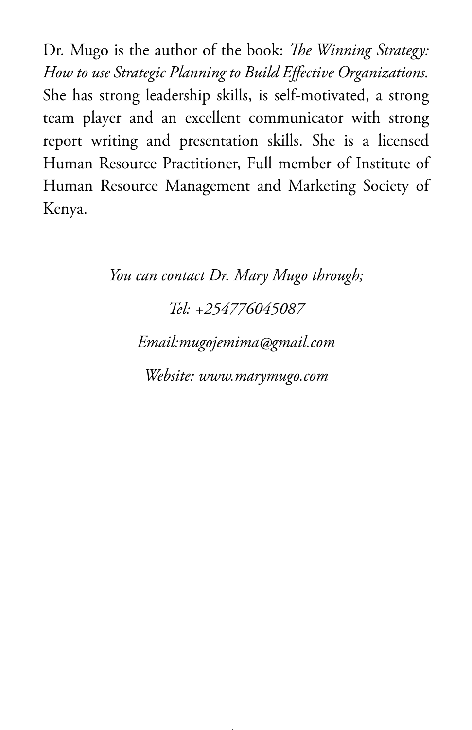Dr. Mugo is the author of the book: *The Winning Strategy: How to use Strategic Planning to Build Effective Organizations.* She has strong leadership skills, is self-motivated, a strong team player and an excellent communicator with strong report writing and presentation skills. She is a licensed Human Resource Practitioner, Full member of Institute of Human Resource Management and Marketing Society of Kenya.

*You can contact Dr. Mary Mugo through;*

*Tel: +254776045087*

*Email:mugojemima@gmail.com*

*Website: www.marymugo.com*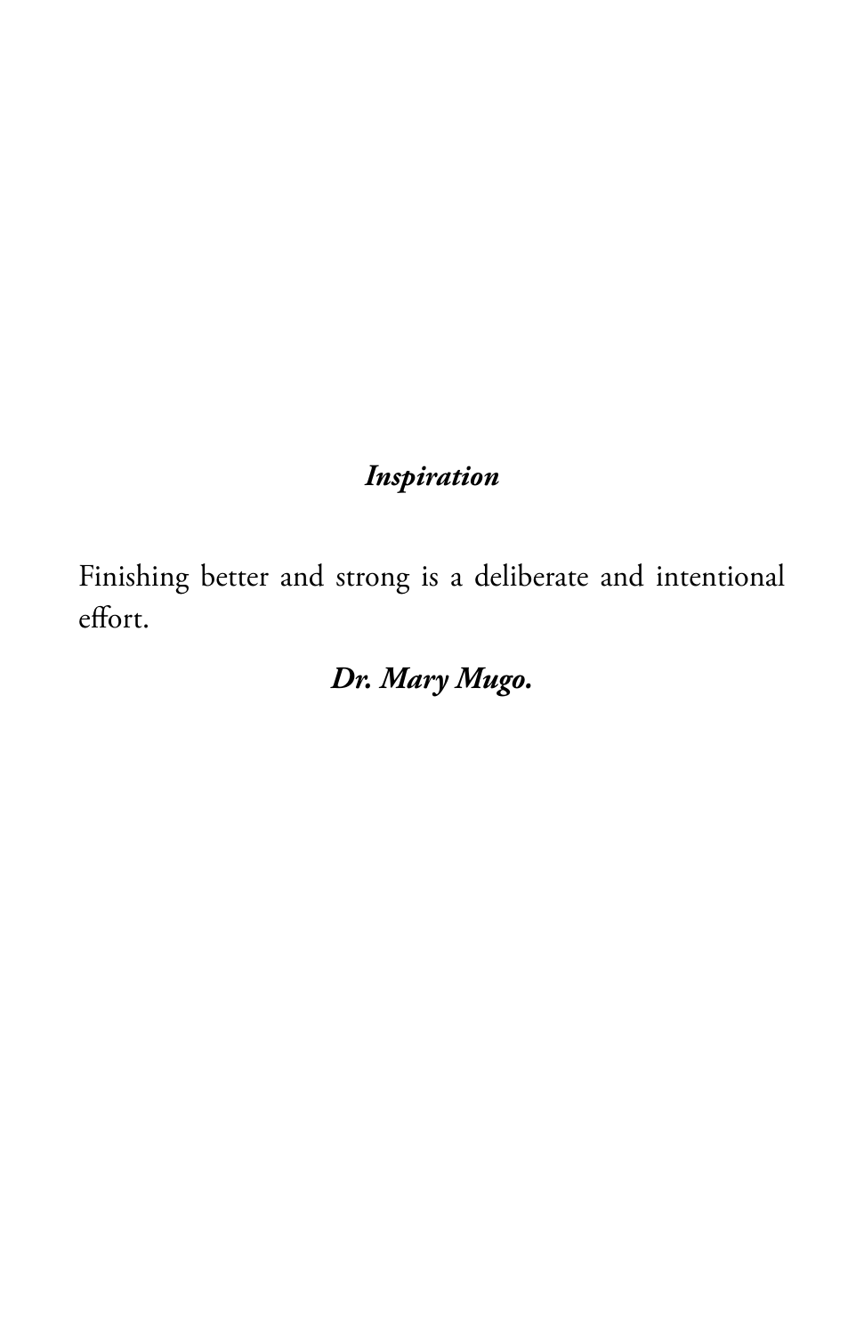***Inspiration***

Finishing better and strong is a deliberate and intentional effort.

***Dr. Mary Mugo.***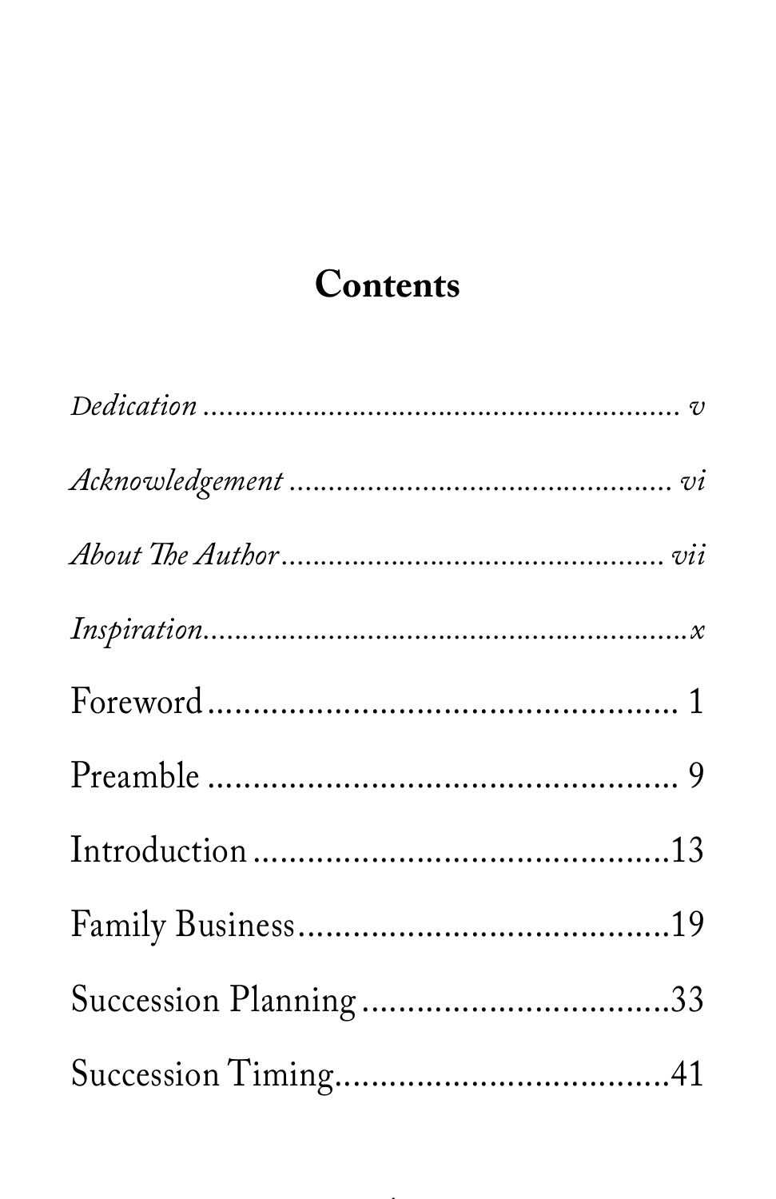# Contents

*Dedication* ............................................................ *v*

*Acknowledgement* ................................................ *vi*

*About The Author* ................................................ *vii*

*Inspiration*............................................................*x*

Foreword .................................................... 1

Preamble .................................................... 9

Introduction ..............................................13

Family Business..........................................19

Succession Planning ...................................33

Succession Timing.....................................41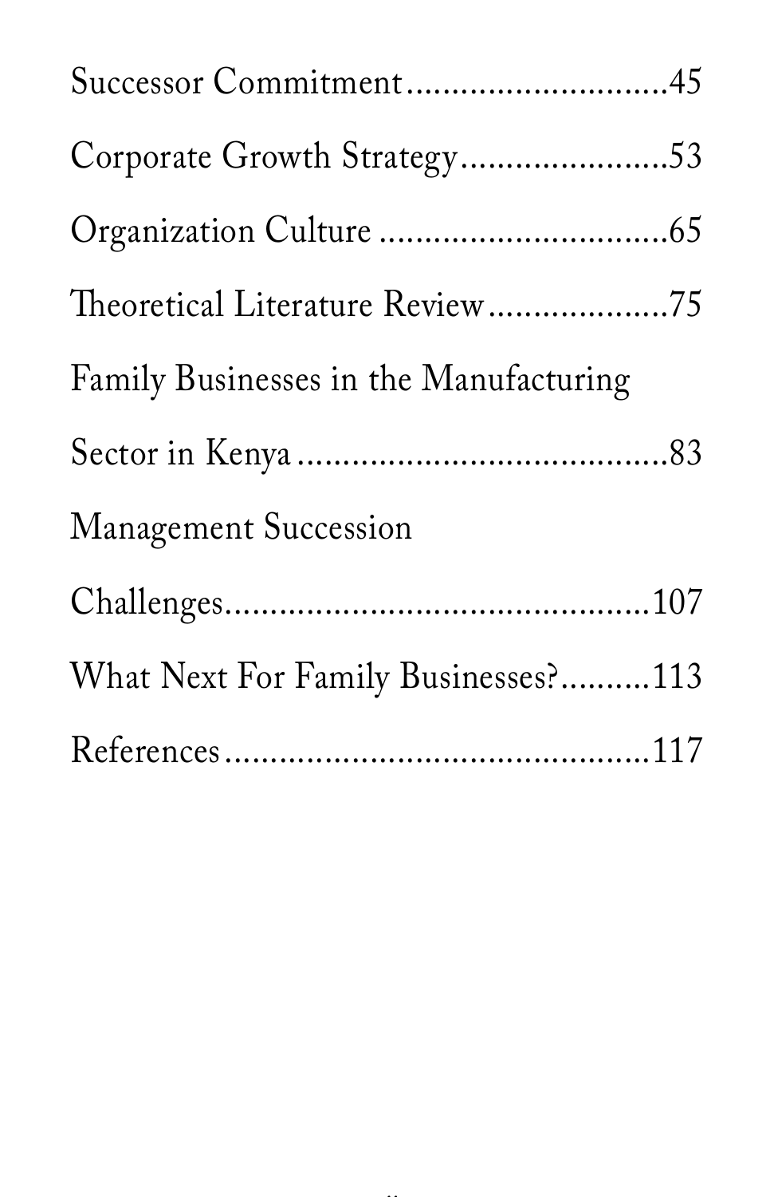Successor Commitment..............................45

Corporate Growth Strategy.......................53

Organization Culture ................................65

Theoretical Literature Review....................75

Family Businesses in the Manufacturing Sector in Kenya.........................................83

Management Succession Challenges...............................................107

What Next For Family Businesses?..........113

References...............................................117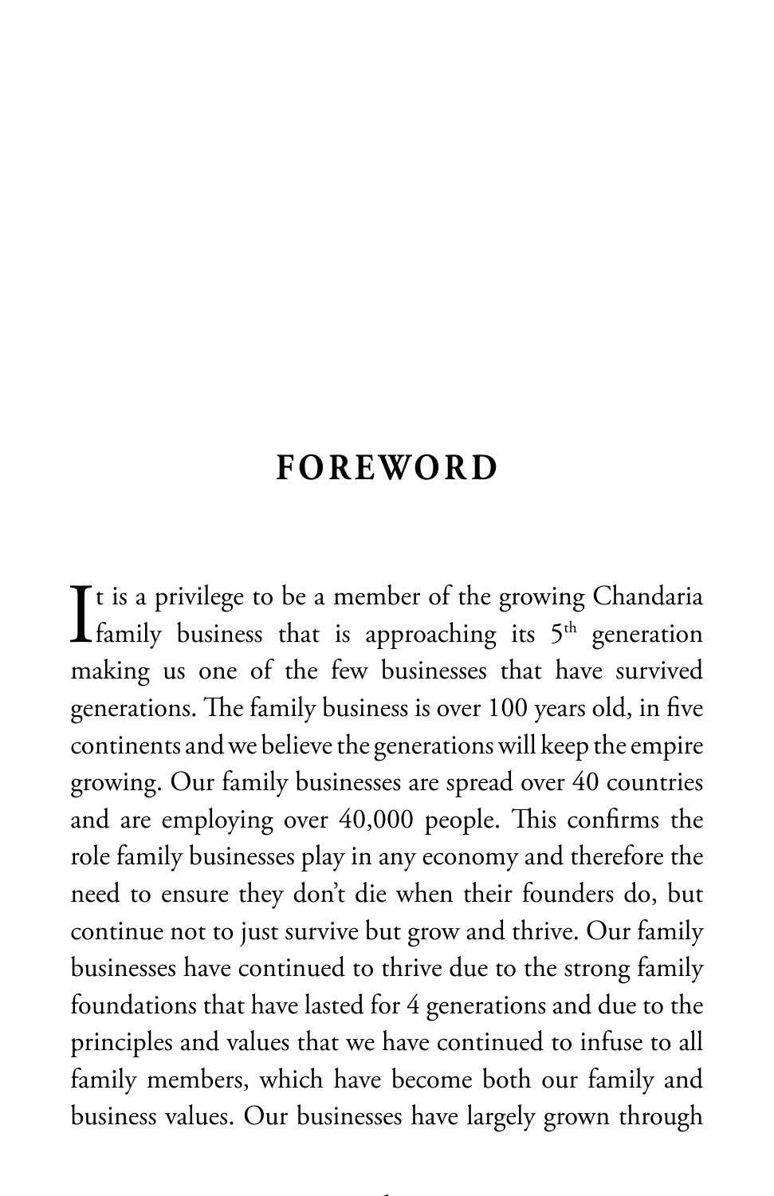# FOREWORD

It is a privilege to be a member of the growing Chandaria family business that is approaching its 5th generation making us one of the few businesses that have survived generations. The family business is over 100 years old, in five continents and we believe the generations will keep the empire growing. Our family businesses are spread over 40 countries and are employing over 40,000 people. This confirms the role family businesses play in any economy and therefore the need to ensure they don't die when their founders do, but continue not to just survive but grow and thrive. Our family businesses have continued to thrive due to the strong family foundations that have lasted for 4 generations and due to the principles and values that we have continued to infuse to all family members, which have become both our family and business values. Our businesses have largely grown through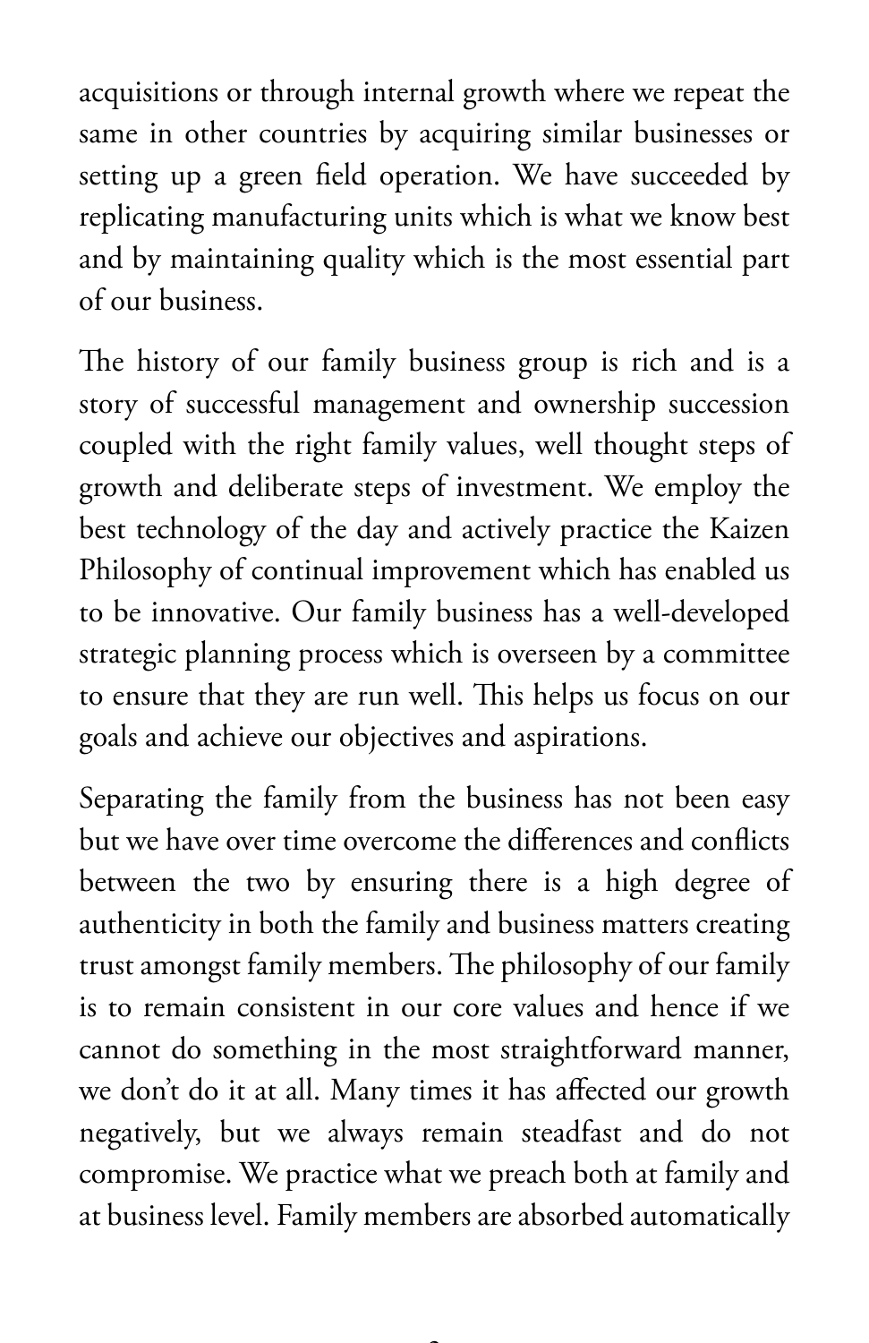acquisitions or through internal growth where we repeat the same in other countries by acquiring similar businesses or setting up a green field operation. We have succeeded by replicating manufacturing units which is what we know best and by maintaining quality which is the most essential part of our business.

The history of our family business group is rich and is a story of successful management and ownership succession coupled with the right family values, well thought steps of growth and deliberate steps of investment. We employ the best technology of the day and actively practice the Kaizen Philosophy of continual improvement which has enabled us to be innovative. Our family business has a well-developed strategic planning process which is overseen by a committee to ensure that they are run well. This helps us focus on our goals and achieve our objectives and aspirations.

Separating the family from the business has not been easy but we have over time overcome the differences and conflicts between the two by ensuring there is a high degree of authenticity in both the family and business matters creating trust amongst family members. The philosophy of our family is to remain consistent in our core values and hence if we cannot do something in the most straightforward manner, we don't do it at all. Many times it has affected our growth negatively, but we always remain steadfast and do not compromise. We practice what we preach both at family and at business level. Family members are absorbed automatically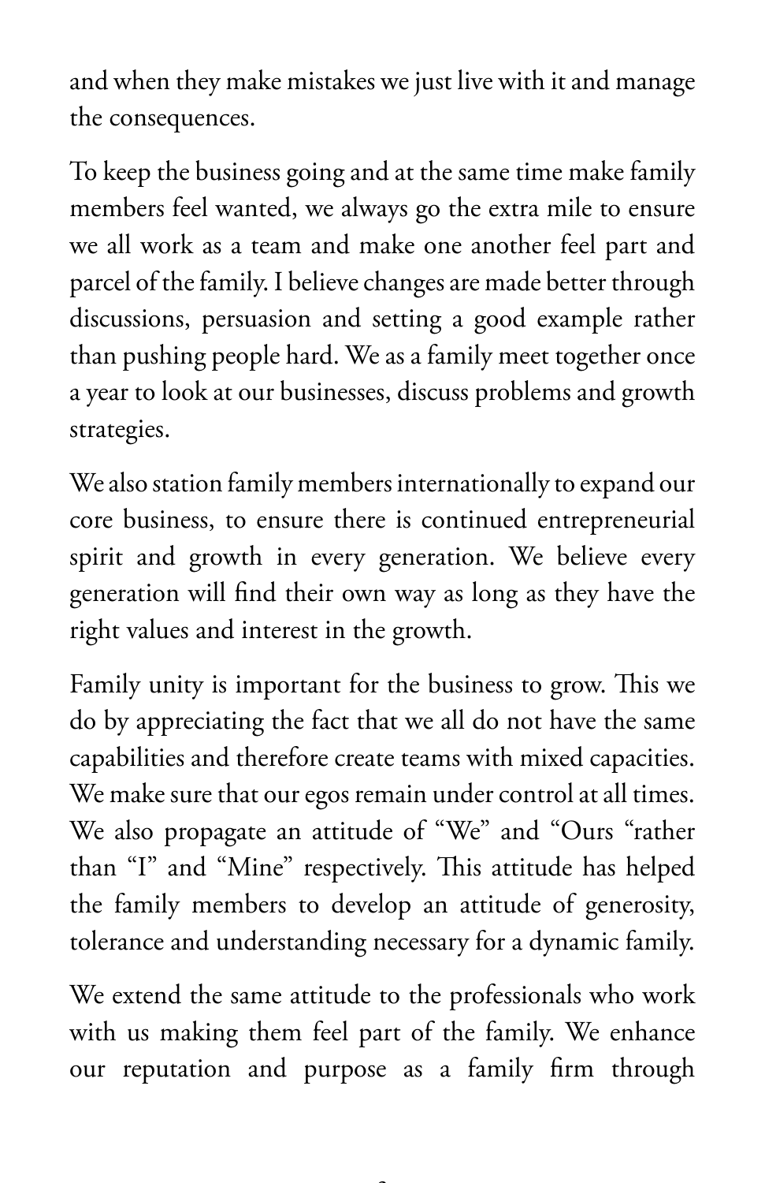and when they make mistakes we just live with it and manage the consequences.

To keep the business going and at the same time make family members feel wanted, we always go the extra mile to ensure we all work as a team and make one another feel part and parcel of the family. I believe changes are made better through discussions, persuasion and setting a good example rather than pushing people hard. We as a family meet together once a year to look at our businesses, discuss problems and growth strategies.

We also station family members internationally to expand our core business, to ensure there is continued entrepreneurial spirit and growth in every generation. We believe every generation will find their own way as long as they have the right values and interest in the growth.

Family unity is important for the business to grow. This we do by appreciating the fact that we all do not have the same capabilities and therefore create teams with mixed capacities. We make sure that our egos remain under control at all times. We also propagate an attitude of "We" and "Ours "rather than "I" and "Mine" respectively. This attitude has helped the family members to develop an attitude of generosity, tolerance and understanding necessary for a dynamic family.

We extend the same attitude to the professionals who work with us making them feel part of the family. We enhance our reputation and purpose as a family firm through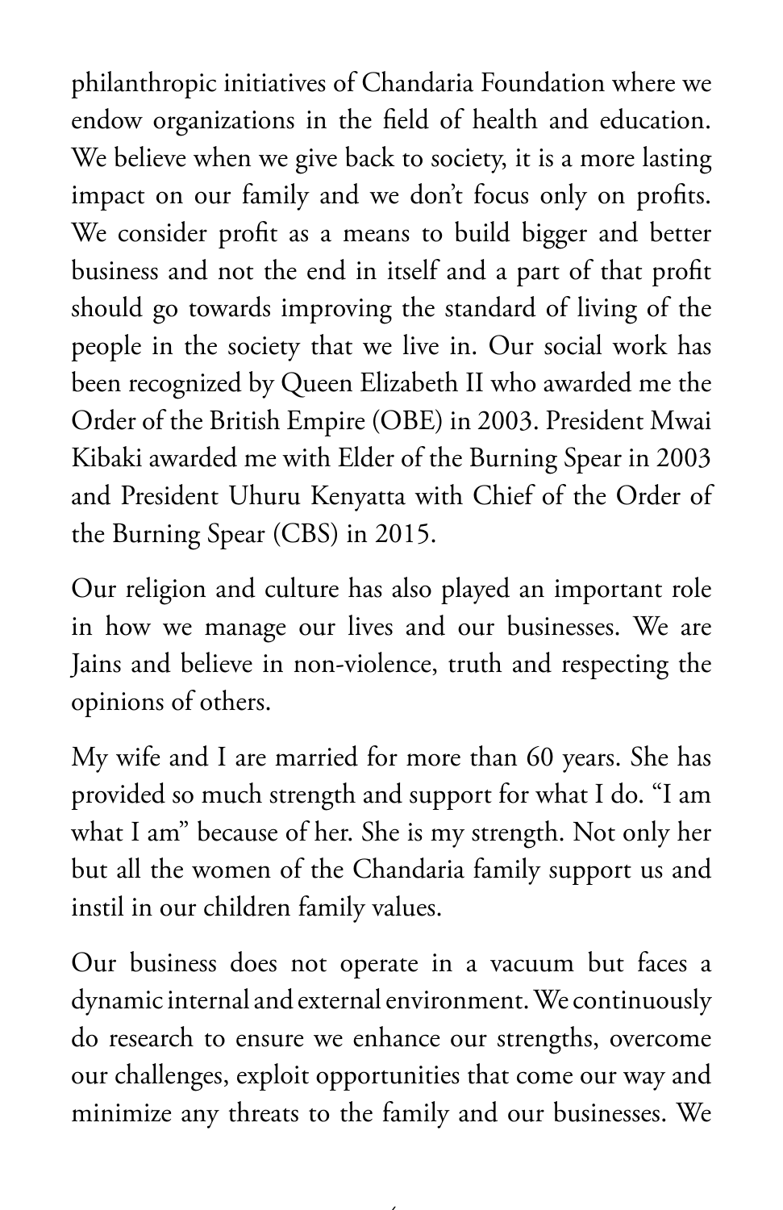philanthropic initiatives of Chandaria Foundation where we endow organizations in the field of health and education. We believe when we give back to society, it is a more lasting impact on our family and we don't focus only on profits. We consider profit as a means to build bigger and better business and not the end in itself and a part of that profit should go towards improving the standard of living of the people in the society that we live in. Our social work has been recognized by Queen Elizabeth II who awarded me the Order of the British Empire (OBE) in 2003. President Mwai Kibaki awarded me with Elder of the Burning Spear in 2003 and President Uhuru Kenyatta with Chief of the Order of the Burning Spear (CBS) in 2015.

Our religion and culture has also played an important role in how we manage our lives and our businesses. We are Jains and believe in non-violence, truth and respecting the opinions of others.

My wife and I are married for more than 60 years. She has provided so much strength and support for what I do. "I am what I am" because of her. She is my strength. Not only her but all the women of the Chandaria family support us and instil in our children family values.

Our business does not operate in a vacuum but faces a dynamic internal and external environment. We continuously do research to ensure we enhance our strengths, overcome our challenges, exploit opportunities that come our way and minimize any threats to the family and our businesses. We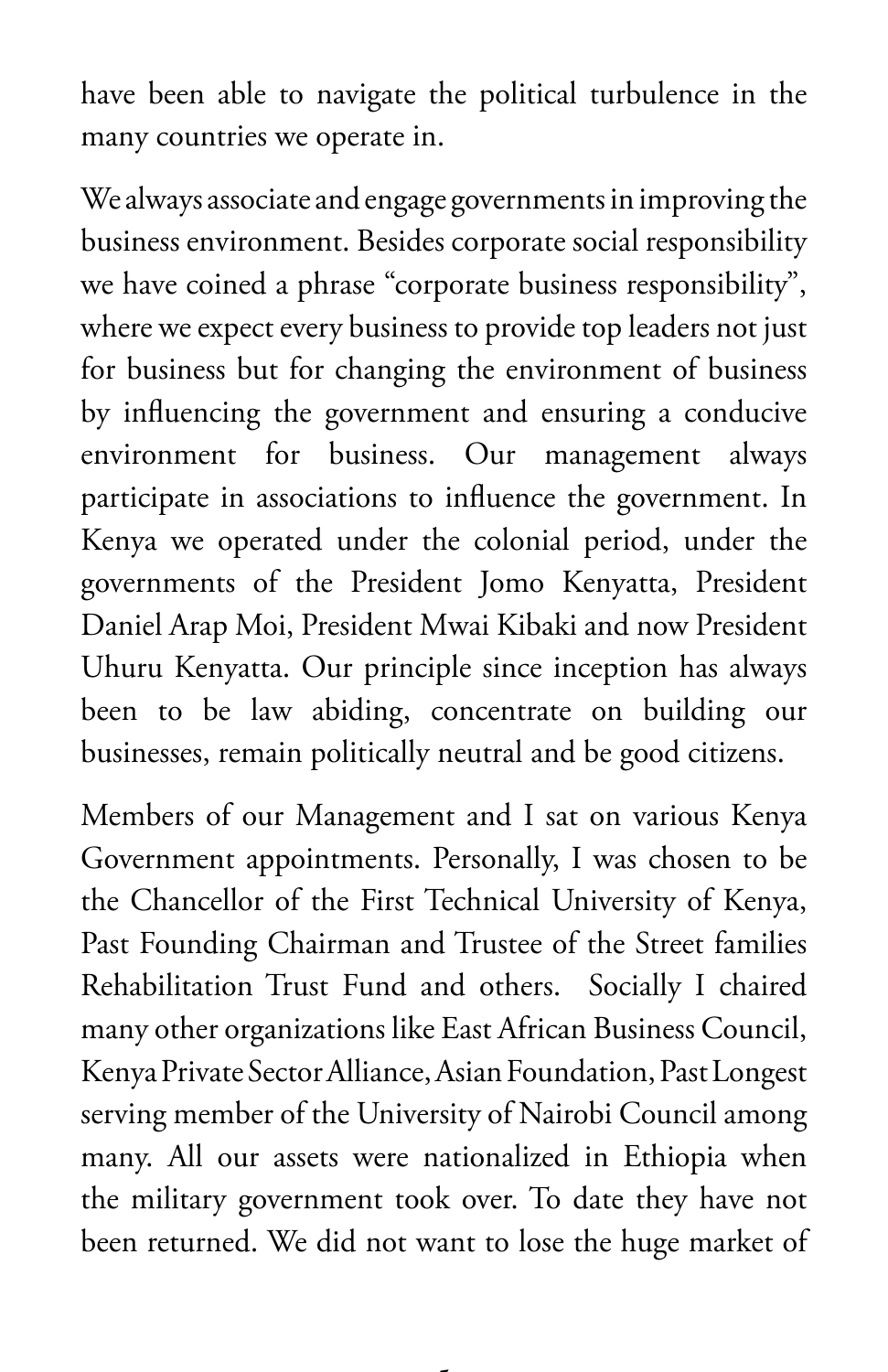have been able to navigate the political turbulence in the many countries we operate in.

We always associate and engage governments in improving the business environment. Besides corporate social responsibility we have coined a phrase "corporate business responsibility", where we expect every business to provide top leaders not just for business but for changing the environment of business by influencing the government and ensuring a conducive environment for business. Our management always participate in associations to influence the government. In Kenya we operated under the colonial period, under the governments of the President Jomo Kenyatta, President Daniel Arap Moi, President Mwai Kibaki and now President Uhuru Kenyatta. Our principle since inception has always been to be law abiding, concentrate on building our businesses, remain politically neutral and be good citizens.

Members of our Management and I sat on various Kenya Government appointments. Personally, I was chosen to be the Chancellor of the First Technical University of Kenya, Past Founding Chairman and Trustee of the Street families Rehabilitation Trust Fund and others. Socially I chaired many other organizations like East African Business Council, Kenya Private Sector Alliance, Asian Foundation, Past Longest serving member of the University of Nairobi Council among many. All our assets were nationalized in Ethiopia when the military government took over. To date they have not been returned. We did not want to lose the huge market of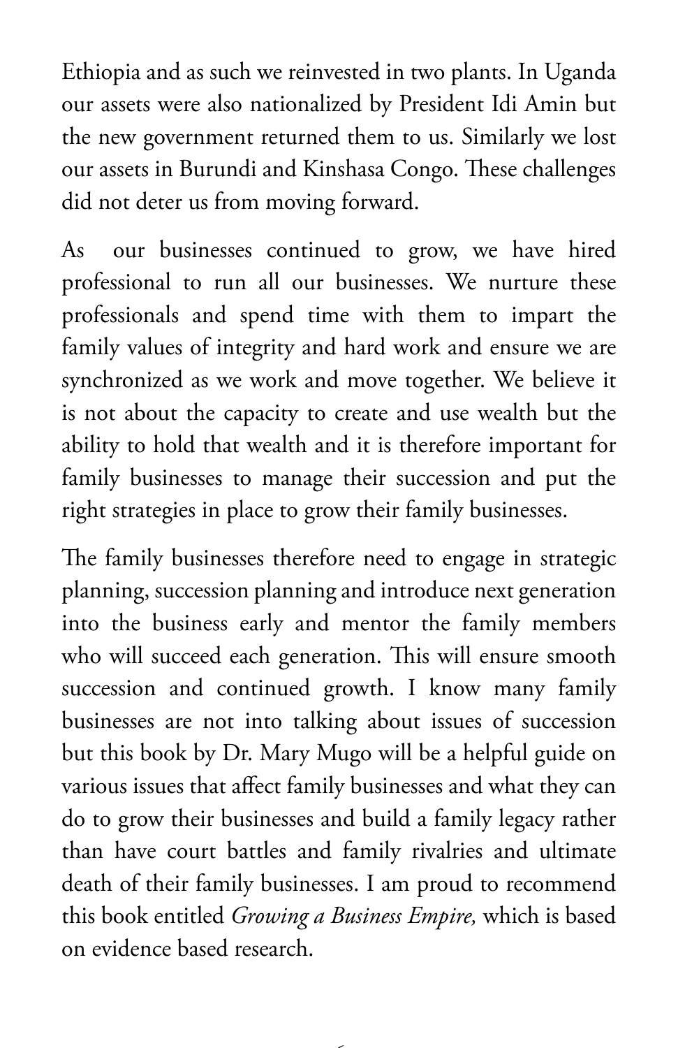Ethiopia and as such we reinvested in two plants. In Uganda our assets were also nationalized by President Idi Amin but the new government returned them to us. Similarly we lost our assets in Burundi and Kinshasa Congo. These challenges did not deter us from moving forward.

As our businesses continued to grow, we have hired professional to run all our businesses. We nurture these professionals and spend time with them to impart the family values of integrity and hard work and ensure we are synchronized as we work and move together. We believe it is not about the capacity to create and use wealth but the ability to hold that wealth and it is therefore important for family businesses to manage their succession and put the right strategies in place to grow their family businesses.

The family businesses therefore need to engage in strategic planning, succession planning and introduce next generation into the business early and mentor the family members who will succeed each generation. This will ensure smooth succession and continued growth. I know many family businesses are not into talking about issues of succession but this book by Dr. Mary Mugo will be a helpful guide on various issues that affect family businesses and what they can do to grow their businesses and build a family legacy rather than have court battles and family rivalries and ultimate death of their family businesses. I am proud to recommend this book entitled *Growing a Business Empire,* which is based on evidence based research.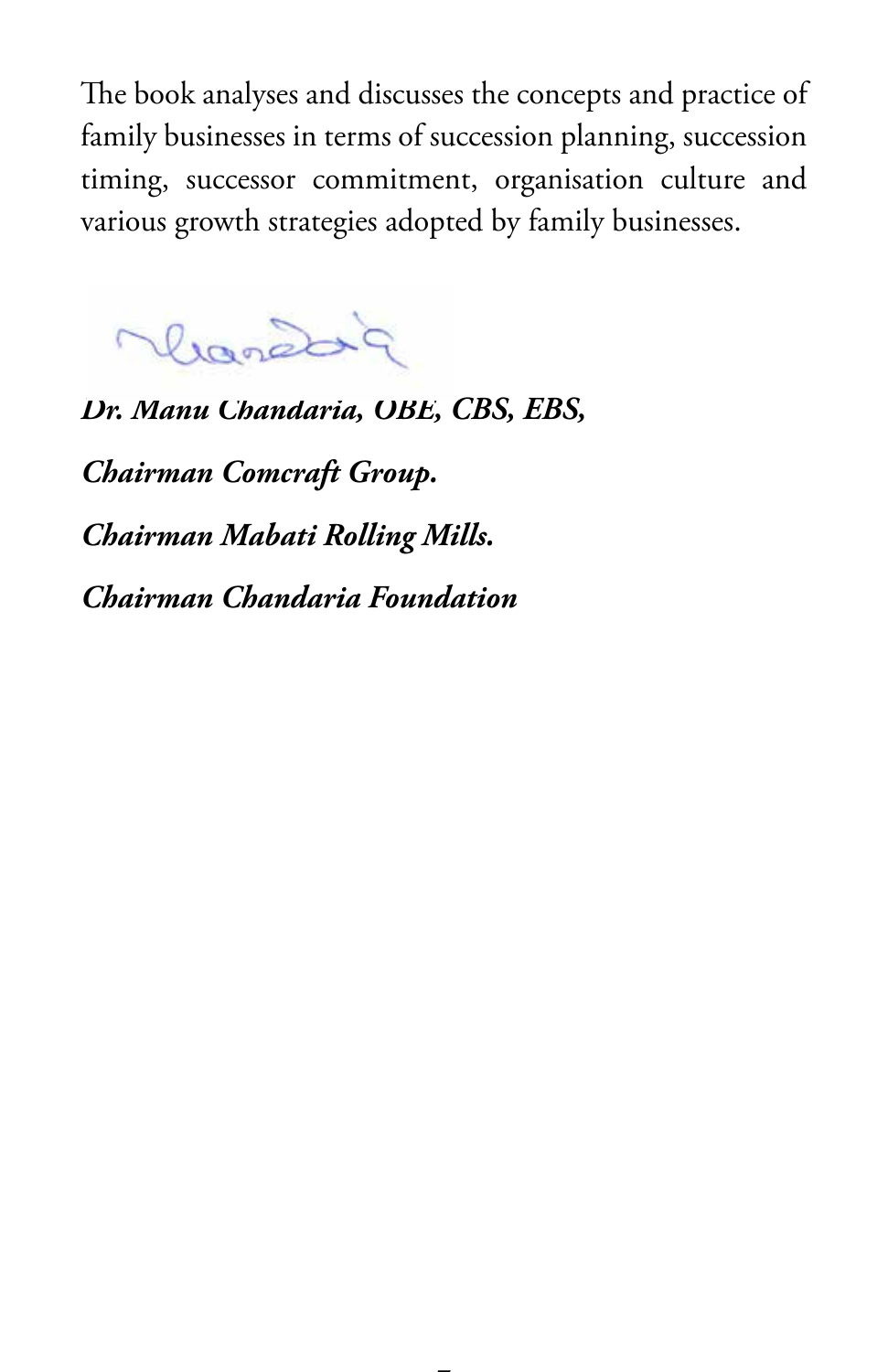The book analyses and discusses the concepts and practice of family businesses in terms of succession planning, succession timing, successor commitment, organisation culture and various growth strategies adopted by family businesses.

***Dr. Manu Chandaria, OBE, CBS, EBS,***

***Chairman Comcraft Group.***

***Chairman Mabati Rolling Mills.***

***Chairman Chandaria Foundation***